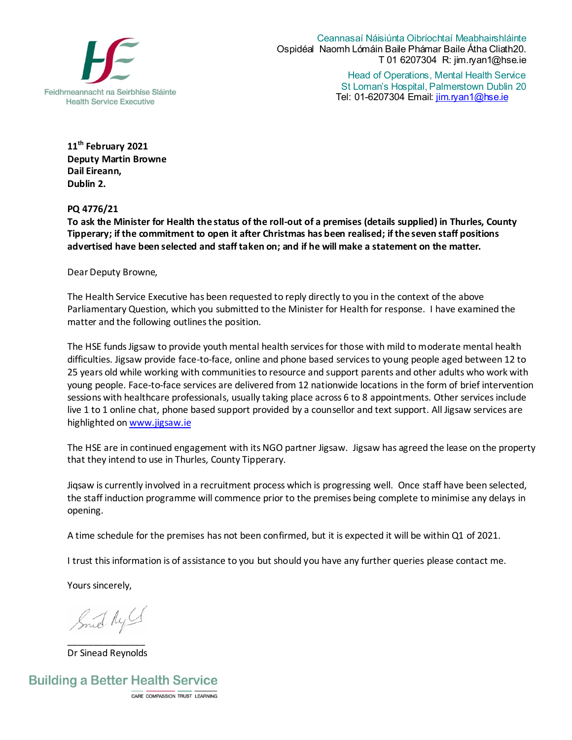Feidhmeannacht na Seirbhíse Sláinte
Health Service Executive

Ceannasaí Náisiúnta Oibríochtaí Meabhairshláinte
Ospidéal Naomh Lómáin Baile Phámar Baile Átha Cliath20.
T 01 6207304 R: jim.ryan1@hse.ie

Head of Operations, Mental Health Service
St Loman's Hospital, Palmerstown Dublin 20
Tel: 01-6207304 Email: jim.ryan1@hse.ie

**11th February 2021**
**Deputy Martin Browne**
**Dail Eireann,**
**Dublin 2.**

**PQ 4776/21**
**To ask the Minister for Health the status of the roll-out of a premises (details supplied) in Thurles, County Tipperary; if the commitment to open it after Christmas has been realised; if the seven staff positions advertised have been selected and staff taken on; and if he will make a statement on the matter.**

Dear Deputy Browne,

The Health Service Executive has been requested to reply directly to you in the context of the above Parliamentary Question, which you submitted to the Minister for Health for response. I have examined the matter and the following outlines the position.

The HSE funds Jigsaw to provide youth mental health services for those with mild to moderate mental health difficulties. Jigsaw provide face-to-face, online and phone based services to young people aged between 12 to 25 years old while working with communities to resource and support parents and other adults who work with young people. Face-to-face services are delivered from 12 nationwide locations in the form of brief intervention sessions with healthcare professionals, usually taking place across 6 to 8 appointments. Other services include live 1 to 1 online chat, phone based support provided by a counsellor and text support. All Jigsaw services are highlighted on www.jigsaw.ie

The HSE are in continued engagement with its NGO partner Jigsaw. Jigsaw has agreed the lease on the property that they intend to use in Thurles, County Tipperary.

Jiqsaw is currently involved in a recruitment process which is progressing well. Once staff have been selected, the staff induction programme will commence prior to the premises being complete to minimise any delays in opening.

A time schedule for the premises has not been confirmed, but it is expected it will be within Q1 of 2021.

I trust this information is of assistance to you but should you have any further queries please contact me.

Yours sincerely,

\_\_\_\_\_\_\_\_\_\_\_\_\_\_\_\_

Dr Sinead Reynolds

Building a Better Health Service
CARE COMPASSION TRUST LEARNING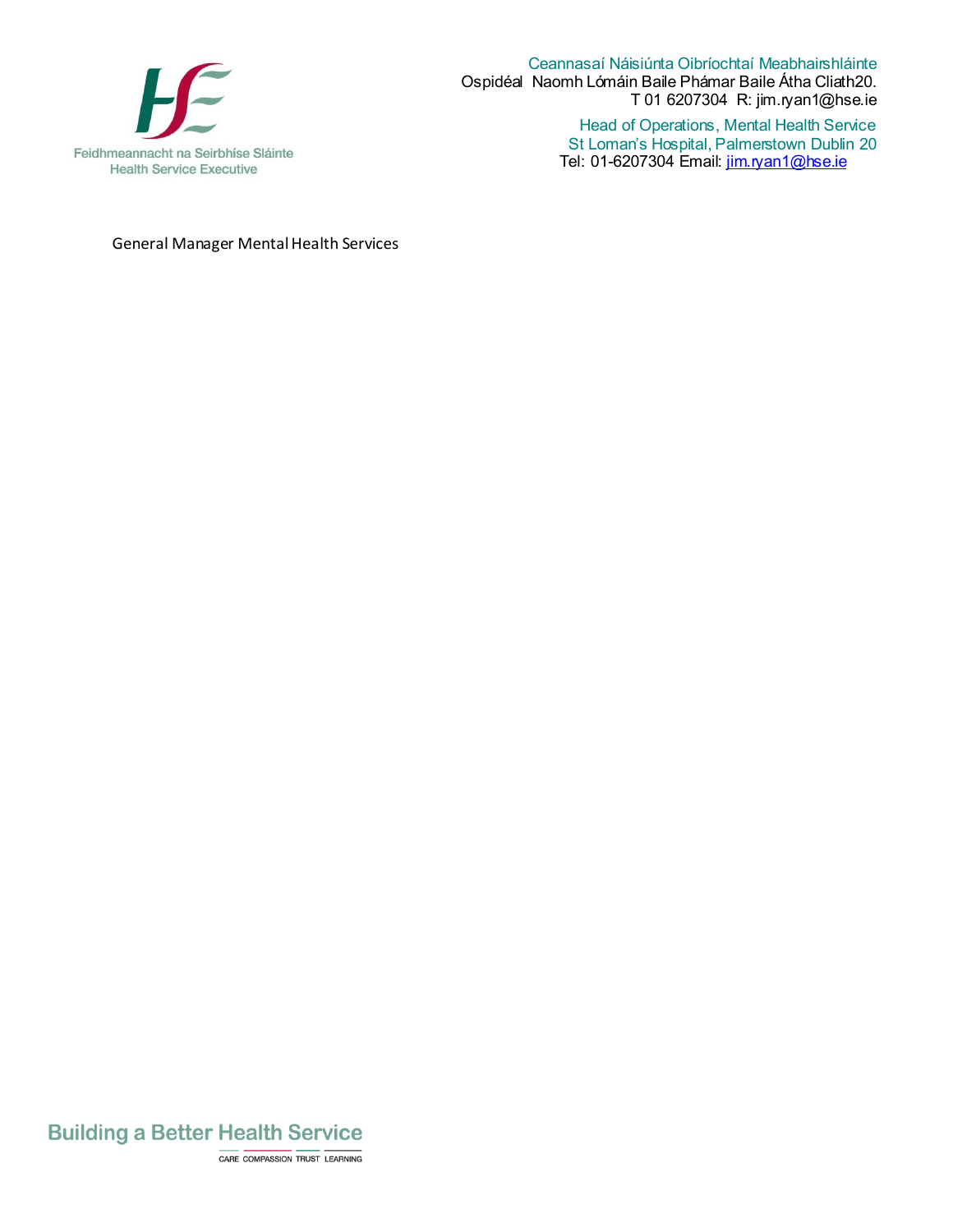Feidhmeannacht na Seirbhíse Sláinte
Health Service Executive

Ceannasaí Náisiúnta Oibríochtaí Meabhairshláinte
Ospidéal Naomh Lómáin Baile Phámar Baile Átha Cliath20.
T 01 6207304 R: jim.ryan1@hse.ie

Head of Operations, Mental Health Service
St Loman's Hospital, Palmerstown Dublin 20
Tel: 01-6207304 Email: jim.ryan1@hse.ie

General Manager Mental Health Services

Building a Better Health Service

CARE COMPASSION TRUST LEARNING